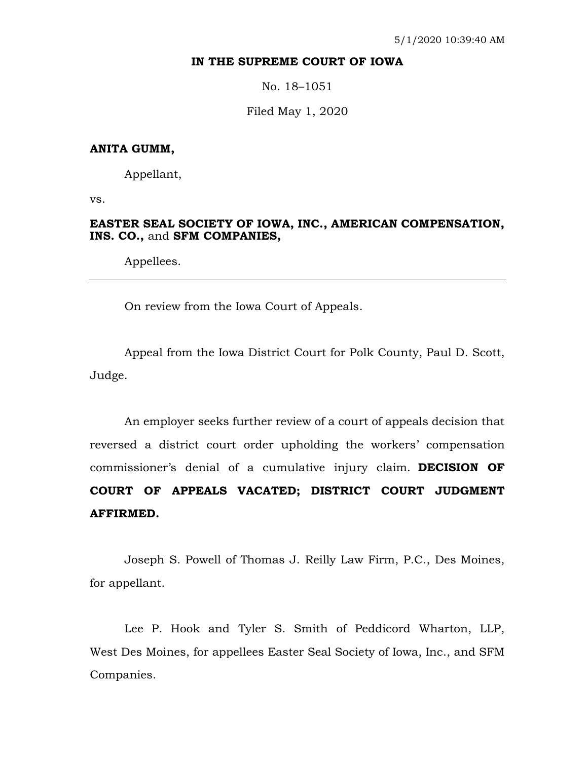5/1/2020 10:39:40 AM

**IN THE SUPREME COURT OF IOWA**

No. 18–1051

Filed May 1, 2020

**ANITA GUMM,**

Appellant,

vs.

**EASTER SEAL SOCIETY OF IOWA, INC., AMERICAN COMPENSATION, INS. CO.,** and **SFM COMPANIES,**

Appellees.

---

On review from the Iowa Court of Appeals.

Appeal from the Iowa District Court for Polk County, Paul D. Scott, Judge.

An employer seeks further review of a court of appeals decision that reversed a district court order upholding the workers' compensation commissioner's denial of a cumulative injury claim. **DECISION OF COURT OF APPEALS VACATED; DISTRICT COURT JUDGMENT AFFIRMED.**

Joseph S. Powell of Thomas J. Reilly Law Firm, P.C., Des Moines, for appellant.

Lee P. Hook and Tyler S. Smith of Peddicord Wharton, LLP, West Des Moines, for appellees Easter Seal Society of Iowa, Inc., and SFM Companies.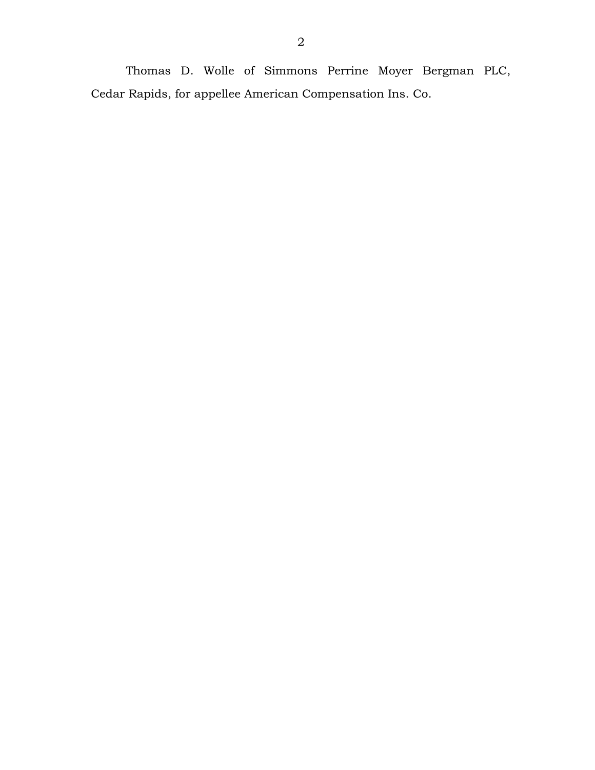Thomas D. Wolle of Simmons Perrine Moyer Bergman PLC, Cedar Rapids, for appellee American Compensation Ins. Co.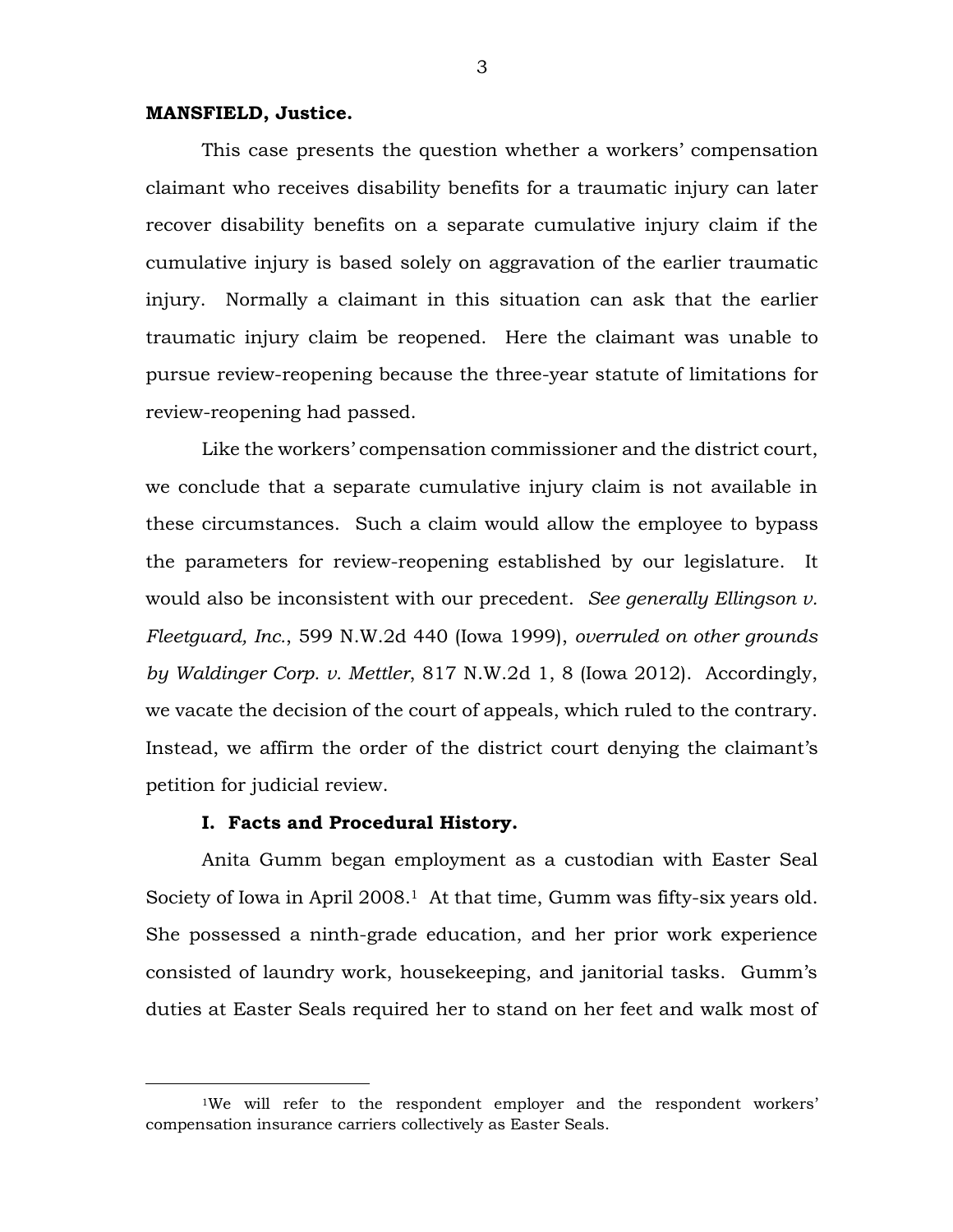**MANSFIELD, Justice.**

This case presents the question whether a workers' compensation claimant who receives disability benefits for a traumatic injury can later recover disability benefits on a separate cumulative injury claim if the cumulative injury is based solely on aggravation of the earlier traumatic injury. Normally a claimant in this situation can ask that the earlier traumatic injury claim be reopened. Here the claimant was unable to pursue review-reopening because the three-year statute of limitations for review-reopening had passed.

Like the workers' compensation commissioner and the district court, we conclude that a separate cumulative injury claim is not available in these circumstances. Such a claim would allow the employee to bypass the parameters for review-reopening established by our legislature. It would also be inconsistent with our precedent. *See generally Ellingson v. Fleetguard, Inc.*, 599 N.W.2d 440 (Iowa 1999), *overruled on other grounds by Waldinger Corp. v. Mettler*, 817 N.W.2d 1, 8 (Iowa 2012). Accordingly, we vacate the decision of the court of appeals, which ruled to the contrary. Instead, we affirm the order of the district court denying the claimant's petition for judicial review.

## I. Facts and Procedural History.

Anita Gumm began employment as a custodian with Easter Seal Society of Iowa in April 2008.[1] At that time, Gumm was fifty-six years old. She possessed a ninth-grade education, and her prior work experience consisted of laundry work, housekeeping, and janitorial tasks. Gumm's duties at Easter Seals required her to stand on her feet and walk most of

[1]We will refer to the respondent employer and the respondent workers' compensation insurance carriers collectively as Easter Seals.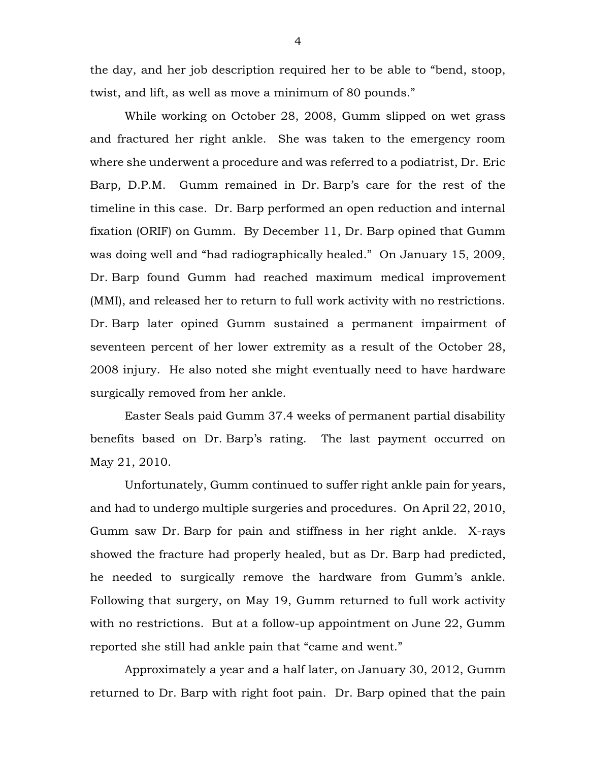the day, and her job description required her to be able to "bend, stoop, twist, and lift, as well as move a minimum of 80 pounds."

While working on October 28, 2008, Gumm slipped on wet grass and fractured her right ankle. She was taken to the emergency room where she underwent a procedure and was referred to a podiatrist, Dr. Eric Barp, D.P.M. Gumm remained in Dr. Barp's care for the rest of the timeline in this case. Dr. Barp performed an open reduction and internal fixation (ORIF) on Gumm. By December 11, Dr. Barp opined that Gumm was doing well and "had radiographically healed." On January 15, 2009, Dr. Barp found Gumm had reached maximum medical improvement (MMI), and released her to return to full work activity with no restrictions. Dr. Barp later opined Gumm sustained a permanent impairment of seventeen percent of her lower extremity as a result of the October 28, 2008 injury. He also noted she might eventually need to have hardware surgically removed from her ankle.

Easter Seals paid Gumm 37.4 weeks of permanent partial disability benefits based on Dr. Barp's rating. The last payment occurred on May 21, 2010.

Unfortunately, Gumm continued to suffer right ankle pain for years, and had to undergo multiple surgeries and procedures. On April 22, 2010, Gumm saw Dr. Barp for pain and stiffness in her right ankle. X-rays showed the fracture had properly healed, but as Dr. Barp had predicted, he needed to surgically remove the hardware from Gumm's ankle. Following that surgery, on May 19, Gumm returned to full work activity with no restrictions. But at a follow-up appointment on June 22, Gumm reported she still had ankle pain that "came and went."

Approximately a year and a half later, on January 30, 2012, Gumm returned to Dr. Barp with right foot pain. Dr. Barp opined that the pain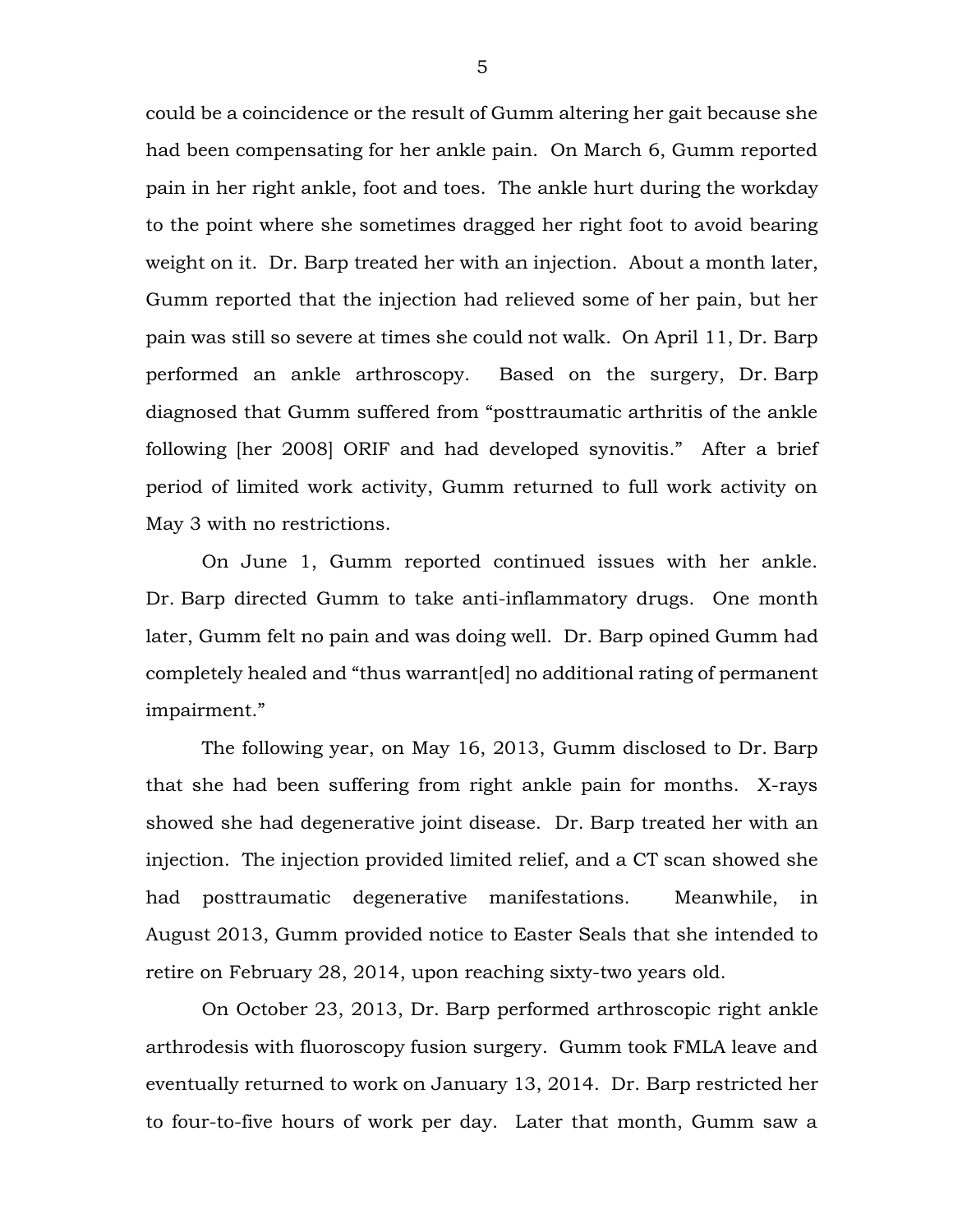could be a coincidence or the result of Gumm altering her gait because she had been compensating for her ankle pain. On March 6, Gumm reported pain in her right ankle, foot and toes. The ankle hurt during the workday to the point where she sometimes dragged her right foot to avoid bearing weight on it. Dr. Barp treated her with an injection. About a month later, Gumm reported that the injection had relieved some of her pain, but her pain was still so severe at times she could not walk. On April 11, Dr. Barp performed an ankle arthroscopy. Based on the surgery, Dr. Barp diagnosed that Gumm suffered from "posttraumatic arthritis of the ankle following [her 2008] ORIF and had developed synovitis." After a brief period of limited work activity, Gumm returned to full work activity on May 3 with no restrictions.

On June 1, Gumm reported continued issues with her ankle. Dr. Barp directed Gumm to take anti-inflammatory drugs. One month later, Gumm felt no pain and was doing well. Dr. Barp opined Gumm had completely healed and "thus warrant[ed] no additional rating of permanent impairment."

The following year, on May 16, 2013, Gumm disclosed to Dr. Barp that she had been suffering from right ankle pain for months. X-rays showed she had degenerative joint disease. Dr. Barp treated her with an injection. The injection provided limited relief, and a CT scan showed she had posttraumatic degenerative manifestations. Meanwhile, in August 2013, Gumm provided notice to Easter Seals that she intended to retire on February 28, 2014, upon reaching sixty-two years old.

On October 23, 2013, Dr. Barp performed arthroscopic right ankle arthrodesis with fluoroscopy fusion surgery. Gumm took FMLA leave and eventually returned to work on January 13, 2014. Dr. Barp restricted her to four-to-five hours of work per day. Later that month, Gumm saw a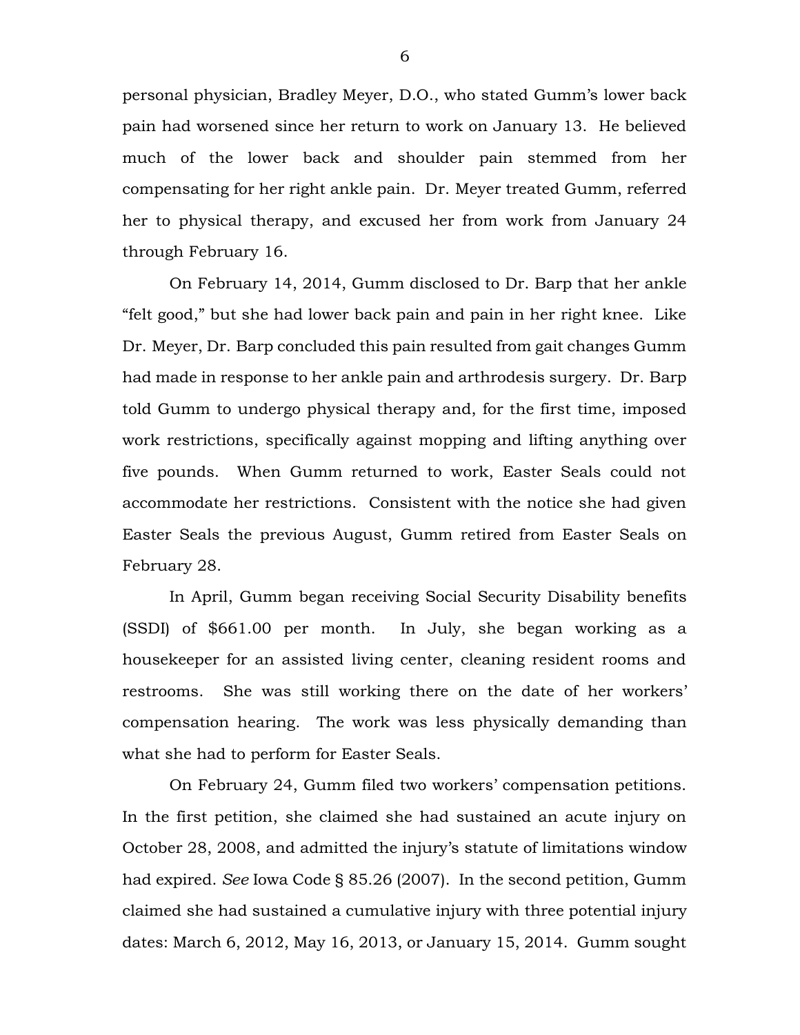personal physician, Bradley Meyer, D.O., who stated Gumm's lower back pain had worsened since her return to work on January 13. He believed much of the lower back and shoulder pain stemmed from her compensating for her right ankle pain. Dr. Meyer treated Gumm, referred her to physical therapy, and excused her from work from January 24 through February 16.

On February 14, 2014, Gumm disclosed to Dr. Barp that her ankle "felt good," but she had lower back pain and pain in her right knee. Like Dr. Meyer, Dr. Barp concluded this pain resulted from gait changes Gumm had made in response to her ankle pain and arthrodesis surgery. Dr. Barp told Gumm to undergo physical therapy and, for the first time, imposed work restrictions, specifically against mopping and lifting anything over five pounds. When Gumm returned to work, Easter Seals could not accommodate her restrictions. Consistent with the notice she had given Easter Seals the previous August, Gumm retired from Easter Seals on February 28.

In April, Gumm began receiving Social Security Disability benefits (SSDI) of $661.00 per month. In July, she began working as a housekeeper for an assisted living center, cleaning resident rooms and restrooms. She was still working there on the date of her workers' compensation hearing. The work was less physically demanding than what she had to perform for Easter Seals.

On February 24, Gumm filed two workers' compensation petitions. In the first petition, she claimed she had sustained an acute injury on October 28, 2008, and admitted the injury's statute of limitations window had expired. *See* Iowa Code § 85.26 (2007). In the second petition, Gumm claimed she had sustained a cumulative injury with three potential injury dates: March 6, 2012, May 16, 2013, or January 15, 2014. Gumm sought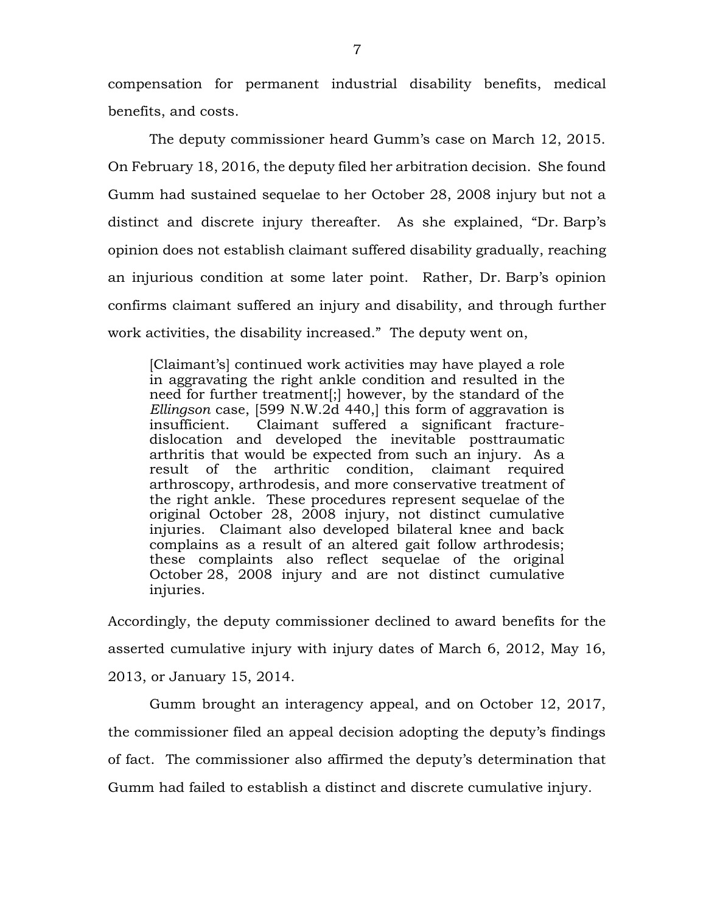compensation for permanent industrial disability benefits, medical benefits, and costs.

The deputy commissioner heard Gumm's case on March 12, 2015. On February 18, 2016, the deputy filed her arbitration decision. She found Gumm had sustained sequelae to her October 28, 2008 injury but not a distinct and discrete injury thereafter. As she explained, "Dr. Barp's opinion does not establish claimant suffered disability gradually, reaching an injurious condition at some later point. Rather, Dr. Barp's opinion confirms claimant suffered an injury and disability, and through further work activities, the disability increased." The deputy went on,

> [Claimant's] continued work activities may have played a role in aggravating the right ankle condition and resulted in the need for further treatment[;] however, by the standard of the *Ellingson* case, [599 N.W.2d 440,] this form of aggravation is insufficient. Claimant suffered a significant fracture-dislocation and developed the inevitable posttraumatic arthritis that would be expected from such an injury. As a result of the arthritic condition, claimant required arthroscopy, arthrodesis, and more conservative treatment of the right ankle. These procedures represent sequelae of the original October 28, 2008 injury, not distinct cumulative injuries. Claimant also developed bilateral knee and back complains as a result of an altered gait follow arthrodesis; these complaints also reflect sequelae of the original October 28, 2008 injury and are not distinct cumulative injuries.

Accordingly, the deputy commissioner declined to award benefits for the asserted cumulative injury with injury dates of March 6, 2012, May 16, 2013, or January 15, 2014.

Gumm brought an interagency appeal, and on October 12, 2017, the commissioner filed an appeal decision adopting the deputy's findings of fact. The commissioner also affirmed the deputy's determination that Gumm had failed to establish a distinct and discrete cumulative injury.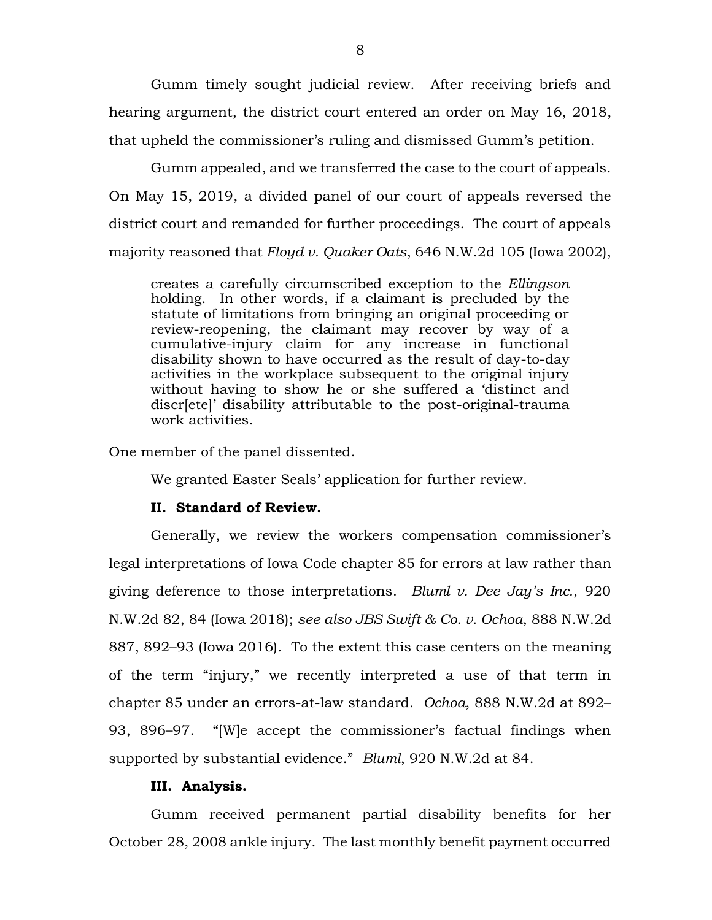Gumm timely sought judicial review. After receiving briefs and hearing argument, the district court entered an order on May 16, 2018, that upheld the commissioner's ruling and dismissed Gumm's petition.

Gumm appealed, and we transferred the case to the court of appeals. On May 15, 2019, a divided panel of our court of appeals reversed the district court and remanded for further proceedings. The court of appeals majority reasoned that *Floyd v. Quaker Oats*, 646 N.W.2d 105 (Iowa 2002),

> creates a carefully circumscribed exception to the *Ellingson* holding. In other words, if a claimant is precluded by the statute of limitations from bringing an original proceeding or review-reopening, the claimant may recover by way of a cumulative-injury claim for any increase in functional disability shown to have occurred as the result of day-to-day activities in the workplace subsequent to the original injury without having to show he or she suffered a 'distinct and discr[ete]' disability attributable to the post-original-trauma work activities.

One member of the panel dissented.

We granted Easter Seals' application for further review.

### II. Standard of Review.

Generally, we review the workers compensation commissioner's legal interpretations of Iowa Code chapter 85 for errors at law rather than giving deference to those interpretations. *Bluml v. Dee Jay's Inc.*, 920 N.W.2d 82, 84 (Iowa 2018); *see also JBS Swift & Co. v. Ochoa*, 888 N.W.2d 887, 892–93 (Iowa 2016). To the extent this case centers on the meaning of the term "injury," we recently interpreted a use of that term in chapter 85 under an errors-at-law standard. *Ochoa*, 888 N.W.2d at 892–93, 896–97. "[W]e accept the commissioner's factual findings when supported by substantial evidence." *Bluml*, 920 N.W.2d at 84.

### III. Analysis.

Gumm received permanent partial disability benefits for her October 28, 2008 ankle injury. The last monthly benefit payment occurred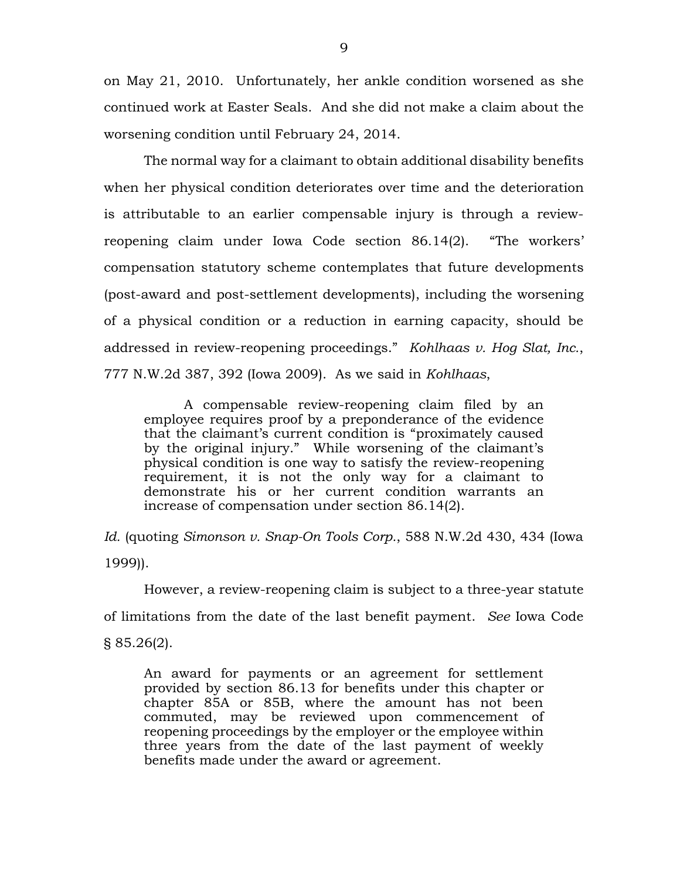on May 21, 2010. Unfortunately, her ankle condition worsened as she continued work at Easter Seals. And she did not make a claim about the worsening condition until February 24, 2014.

The normal way for a claimant to obtain additional disability benefits when her physical condition deteriorates over time and the deterioration is attributable to an earlier compensable injury is through a review-reopening claim under Iowa Code section 86.14(2). "The workers' compensation statutory scheme contemplates that future developments (post-award and post-settlement developments), including the worsening of a physical condition or a reduction in earning capacity, should be addressed in review-reopening proceedings." *Kohlhaas v. Hog Slat, Inc.*, 777 N.W.2d 387, 392 (Iowa 2009). As we said in *Kohlhaas*,

> A compensable review-reopening claim filed by an employee requires proof by a preponderance of the evidence that the claimant's current condition is "proximately caused by the original injury." While worsening of the claimant's physical condition is one way to satisfy the review-reopening requirement, it is not the only way for a claimant to demonstrate his or her current condition warrants an increase of compensation under section 86.14(2).

*Id.* (quoting *Simonson v. Snap-On Tools Corp.*, 588 N.W.2d 430, 434 (Iowa 1999)).

However, a review-reopening claim is subject to a three-year statute of limitations from the date of the last benefit payment. *See* Iowa Code § 85.26(2).

> An award for payments or an agreement for settlement provided by section 86.13 for benefits under this chapter or chapter 85A or 85B, where the amount has not been commuted, may be reviewed upon commencement of reopening proceedings by the employer or the employee within three years from the date of the last payment of weekly benefits made under the award or agreement.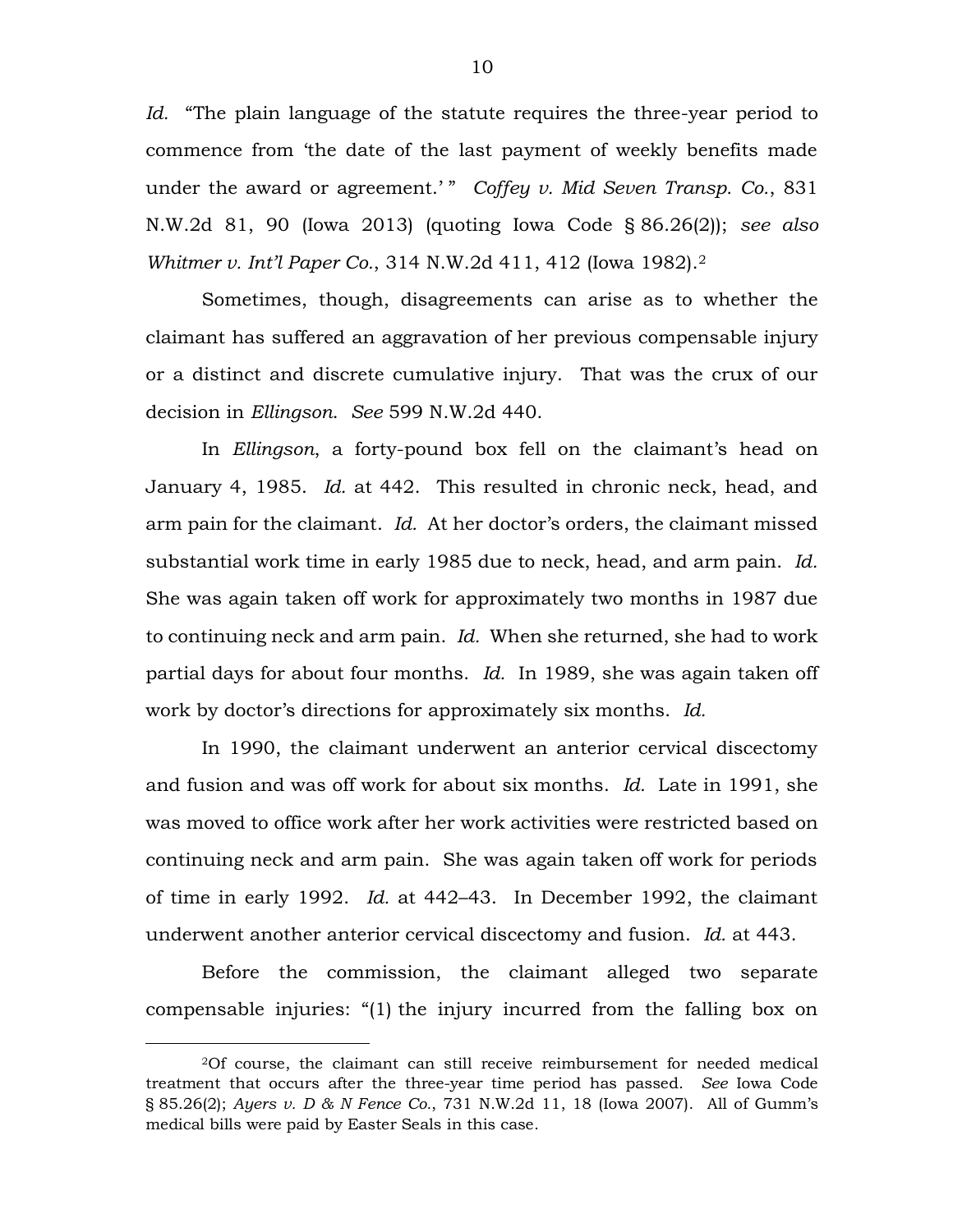*Id.* "The plain language of the statute requires the three-year period to commence from 'the date of the last payment of weekly benefits made under the award or agreement.' " *Coffey v. Mid Seven Transp. Co.*, 831 N.W.2d 81, 90 (Iowa 2013) (quoting Iowa Code § 86.26(2)); *see also Whitmer v. Int'l Paper Co.*, 314 N.W.2d 411, 412 (Iowa 1982).[2]

Sometimes, though, disagreements can arise as to whether the claimant has suffered an aggravation of her previous compensable injury or a distinct and discrete cumulative injury. That was the crux of our decision in *Ellingson*. *See* 599 N.W.2d 440.

In *Ellingson*, a forty-pound box fell on the claimant's head on January 4, 1985. *Id.* at 442. This resulted in chronic neck, head, and arm pain for the claimant. *Id.* At her doctor's orders, the claimant missed substantial work time in early 1985 due to neck, head, and arm pain. *Id.* She was again taken off work for approximately two months in 1987 due to continuing neck and arm pain. *Id.* When she returned, she had to work partial days for about four months. *Id.* In 1989, she was again taken off work by doctor's directions for approximately six months. *Id.*

In 1990, the claimant underwent an anterior cervical discectomy and fusion and was off work for about six months. *Id.* Late in 1991, she was moved to office work after her work activities were restricted based on continuing neck and arm pain. She was again taken off work for periods of time in early 1992. *Id.* at 442–43. In December 1992, the claimant underwent another anterior cervical discectomy and fusion. *Id.* at 443.

Before the commission, the claimant alleged two separate compensable injuries: "(1) the injury incurred from the falling box on

[2]Of course, the claimant can still receive reimbursement for needed medical treatment that occurs after the three-year time period has passed. *See* Iowa Code § 85.26(2); *Ayers v. D & N Fence Co.*, 731 N.W.2d 11, 18 (Iowa 2007). All of Gumm's medical bills were paid by Easter Seals in this case.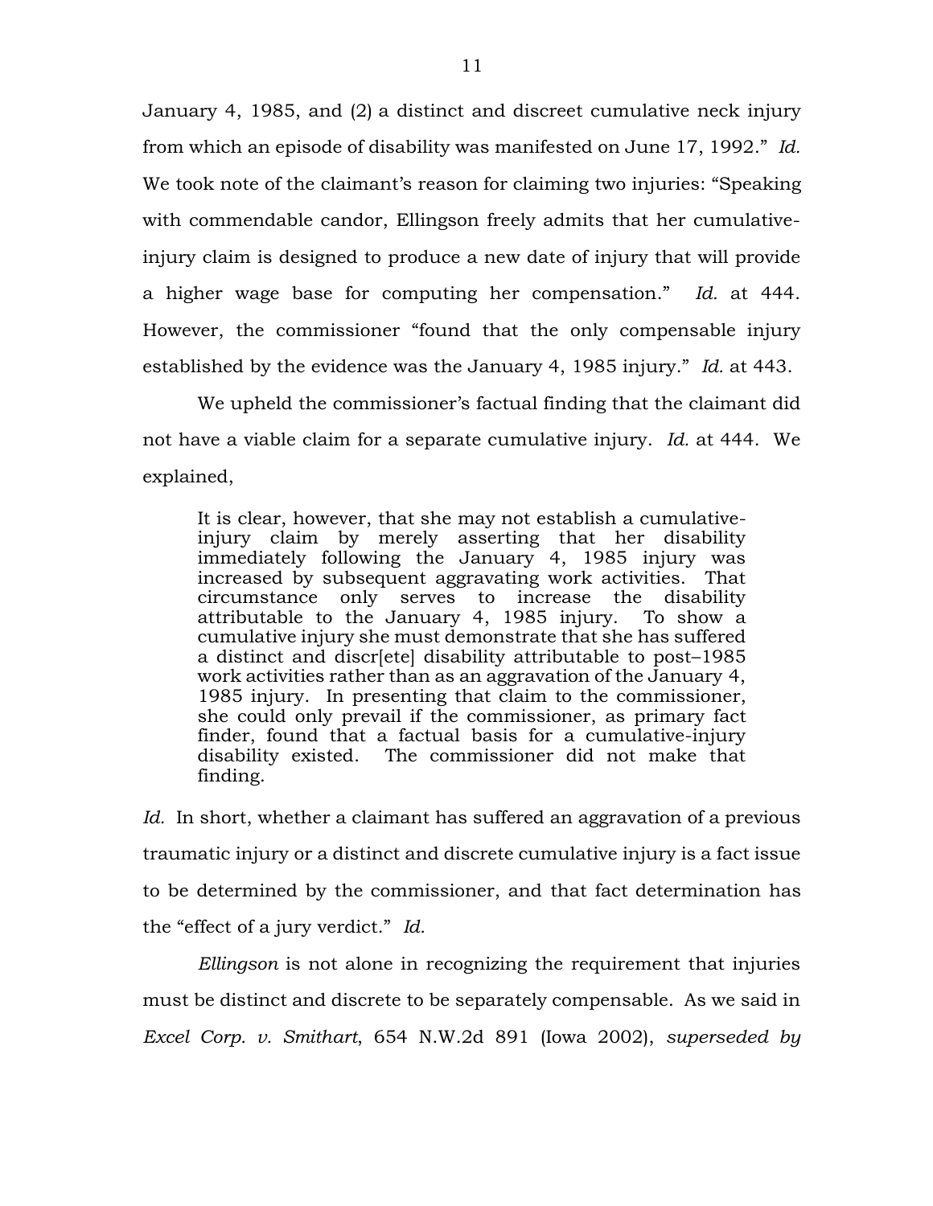January 4, 1985, and (2) a distinct and discreet cumulative neck injury from which an episode of disability was manifested on June 17, 1992." *Id.* We took note of the claimant's reason for claiming two injuries: "Speaking with commendable candor, Ellingson freely admits that her cumulative-injury claim is designed to produce a new date of injury that will provide a higher wage base for computing her compensation." *Id.* at 444. However, the commissioner "found that the only compensable injury established by the evidence was the January 4, 1985 injury." *Id.* at 443.

We upheld the commissioner's factual finding that the claimant did not have a viable claim for a separate cumulative injury. *Id.* at 444. We explained,

> It is clear, however, that she may not establish a cumulative-injury claim by merely asserting that her disability immediately following the January 4, 1985 injury was increased by subsequent aggravating work activities. That circumstance only serves to increase the disability attributable to the January 4, 1985 injury. To show a cumulative injury she must demonstrate that she has suffered a distinct and discr[ete] disability attributable to post–1985 work activities rather than as an aggravation of the January 4, 1985 injury. In presenting that claim to the commissioner, she could only prevail if the commissioner, as primary fact finder, found that a factual basis for a cumulative-injury disability existed. The commissioner did not make that finding.

*Id.* In short, whether a claimant has suffered an aggravation of a previous traumatic injury or a distinct and discrete cumulative injury is a fact issue to be determined by the commissioner, and that fact determination has the "effect of a jury verdict." *Id.*

*Ellingson* is not alone in recognizing the requirement that injuries must be distinct and discrete to be separately compensable. As we said in *Excel Corp. v. Smithart*, 654 N.W.2d 891 (Iowa 2002), *superseded by*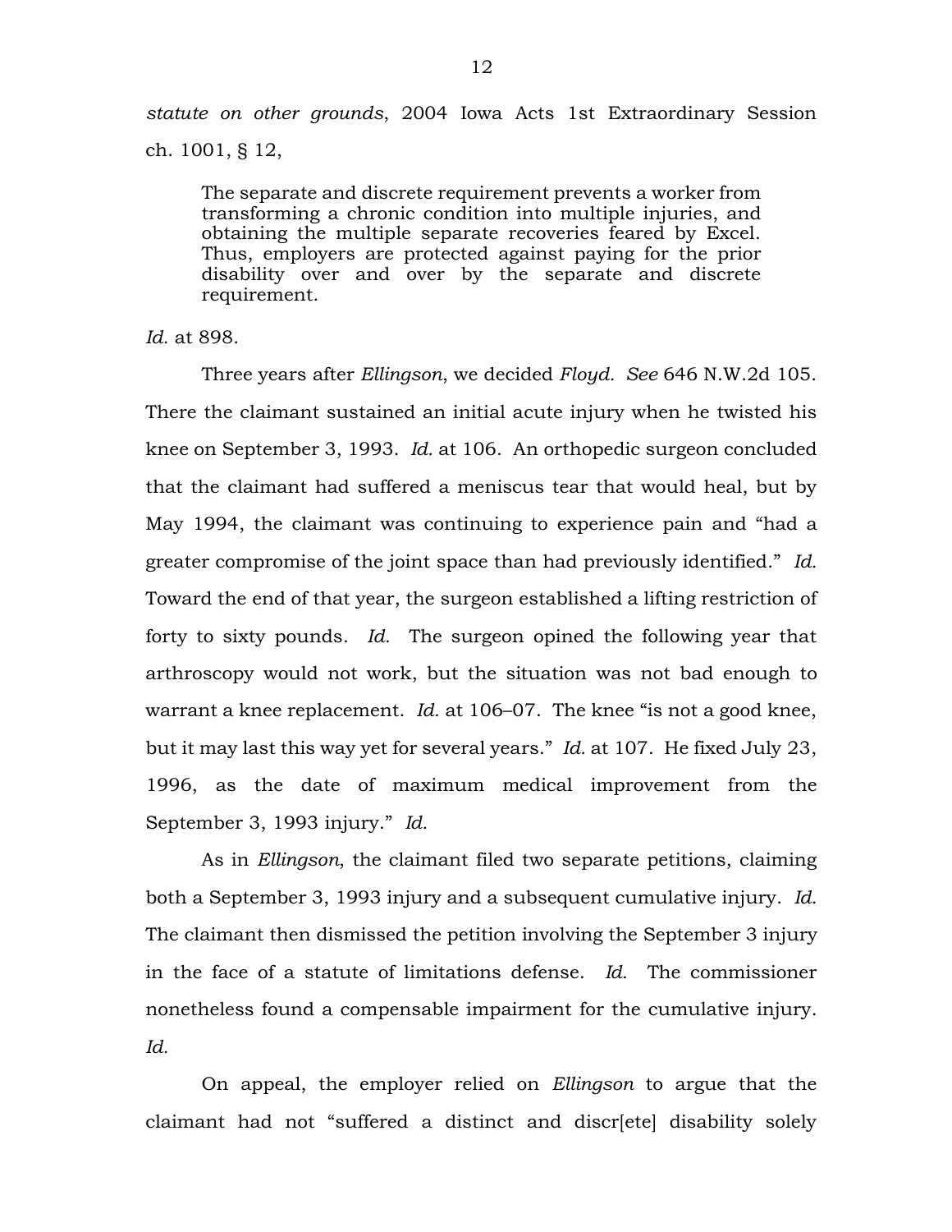*statute on other grounds*, 2004 Iowa Acts 1st Extraordinary Session ch. 1001, § 12,

> The separate and discrete requirement prevents a worker from transforming a chronic condition into multiple injuries, and obtaining the multiple separate recoveries feared by Excel. Thus, employers are protected against paying for the prior disability over and over by the separate and discrete requirement.

*Id.* at 898.

Three years after *Ellingson*, we decided *Floyd*. *See* 646 N.W.2d 105. There the claimant sustained an initial acute injury when he twisted his knee on September 3, 1993. *Id.* at 106. An orthopedic surgeon concluded that the claimant had suffered a meniscus tear that would heal, but by May 1994, the claimant was continuing to experience pain and "had a greater compromise of the joint space than had previously identified." *Id.* Toward the end of that year, the surgeon established a lifting restriction of forty to sixty pounds. *Id.* The surgeon opined the following year that arthroscopy would not work, but the situation was not bad enough to warrant a knee replacement. *Id.* at 106–07. The knee "is not a good knee, but it may last this way yet for several years." *Id.* at 107. He fixed July 23, 1996, as the date of maximum medical improvement from the September 3, 1993 injury." *Id.*

As in *Ellingson*, the claimant filed two separate petitions, claiming both a September 3, 1993 injury and a subsequent cumulative injury. *Id.* The claimant then dismissed the petition involving the September 3 injury in the face of a statute of limitations defense. *Id.* The commissioner nonetheless found a compensable impairment for the cumulative injury. *Id.*

On appeal, the employer relied on *Ellingson* to argue that the claimant had not "suffered a distinct and discr[ete] disability solely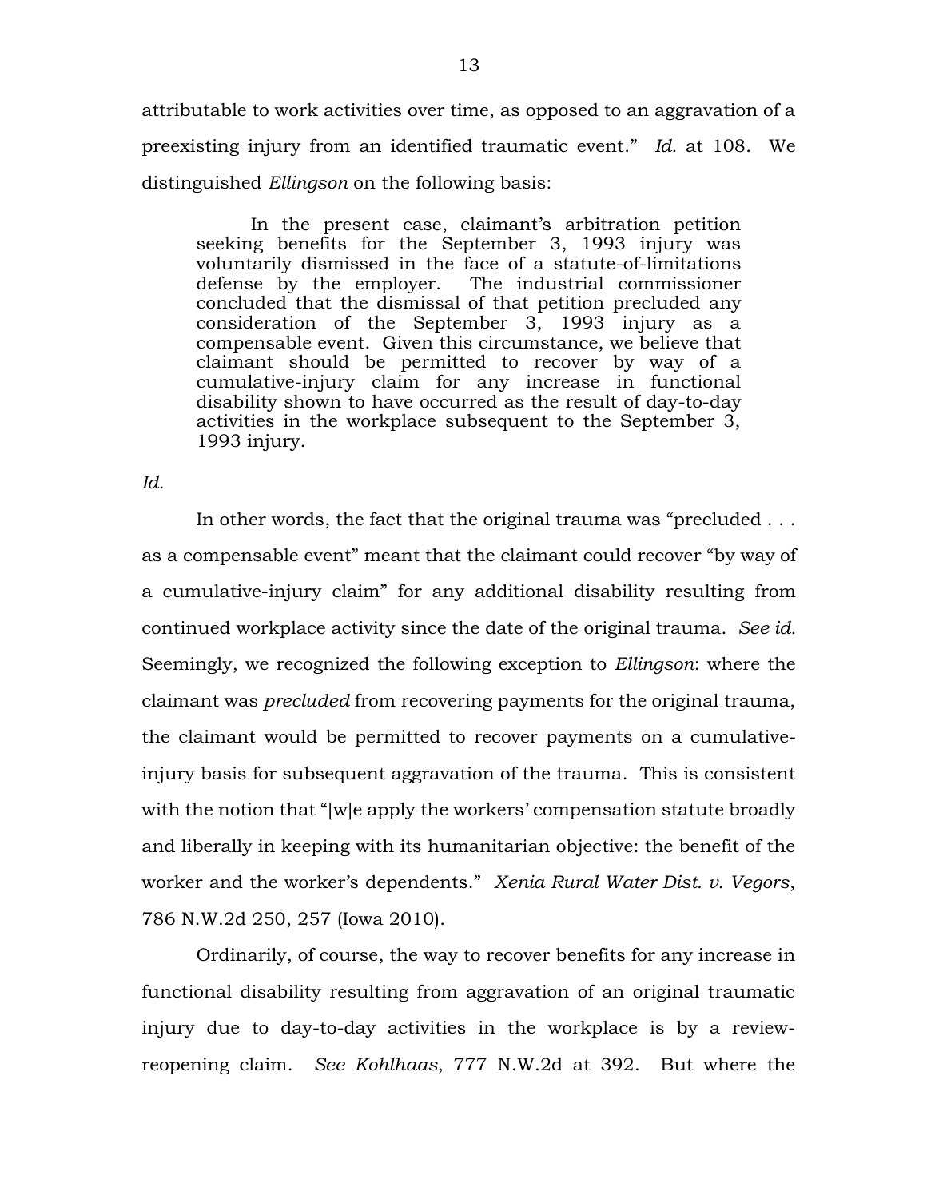attributable to work activities over time, as opposed to an aggravation of a preexisting injury from an identified traumatic event." *Id.* at 108. We distinguished *Ellingson* on the following basis:

> In the present case, claimant's arbitration petition seeking benefits for the September 3, 1993 injury was voluntarily dismissed in the face of a statute-of-limitations defense by the employer. The industrial commissioner concluded that the dismissal of that petition precluded any consideration of the September 3, 1993 injury as a compensable event. Given this circumstance, we believe that claimant should be permitted to recover by way of a cumulative-injury claim for any increase in functional disability shown to have occurred as the result of day-to-day activities in the workplace subsequent to the September 3, 1993 injury.

*Id.*

In other words, the fact that the original trauma was "precluded . . . as a compensable event" meant that the claimant could recover "by way of a cumulative-injury claim" for any additional disability resulting from continued workplace activity since the date of the original trauma. *See id.* Seemingly, we recognized the following exception to *Ellingson*: where the claimant was *precluded* from recovering payments for the original trauma, the claimant would be permitted to recover payments on a cumulative-injury basis for subsequent aggravation of the trauma. This is consistent with the notion that "[w]e apply the workers' compensation statute broadly and liberally in keeping with its humanitarian objective: the benefit of the worker and the worker's dependents." *Xenia Rural Water Dist. v. Vegors*, 786 N.W.2d 250, 257 (Iowa 2010).

Ordinarily, of course, the way to recover benefits for any increase in functional disability resulting from aggravation of an original traumatic injury due to day-to-day activities in the workplace is by a review-reopening claim. *See Kohlhaas*, 777 N.W.2d at 392. But where the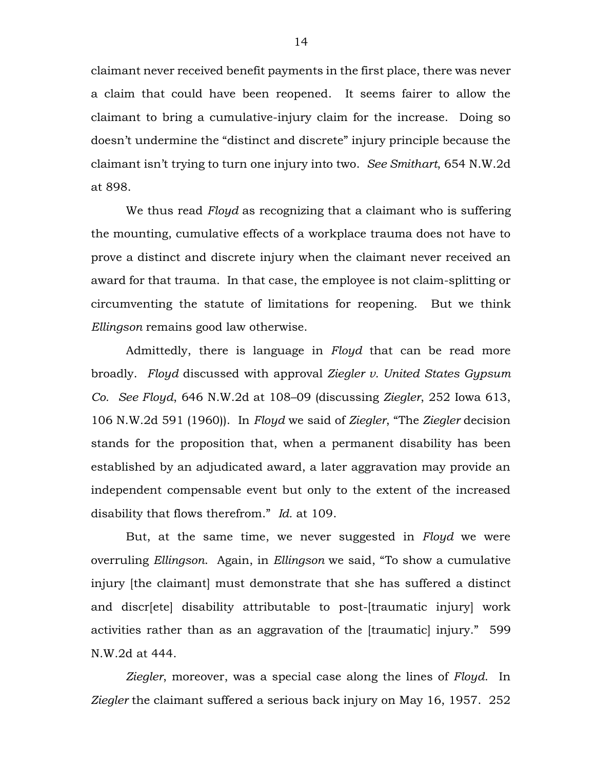claimant never received benefit payments in the first place, there was never a claim that could have been reopened. It seems fairer to allow the claimant to bring a cumulative-injury claim for the increase. Doing so doesn't undermine the "distinct and discrete" injury principle because the claimant isn't trying to turn one injury into two. *See Smithart*, 654 N.W.2d at 898.

We thus read *Floyd* as recognizing that a claimant who is suffering the mounting, cumulative effects of a workplace trauma does not have to prove a distinct and discrete injury when the claimant never received an award for that trauma. In that case, the employee is not claim-splitting or circumventing the statute of limitations for reopening. But we think *Ellingson* remains good law otherwise.

Admittedly, there is language in *Floyd* that can be read more broadly. *Floyd* discussed with approval *Ziegler v. United States Gypsum Co. See Floyd*, 646 N.W.2d at 108–09 (discussing *Ziegler*, 252 Iowa 613, 106 N.W.2d 591 (1960)). In *Floyd* we said of *Ziegler*, "The *Ziegler* decision stands for the proposition that, when a permanent disability has been established by an adjudicated award, a later aggravation may provide an independent compensable event but only to the extent of the increased disability that flows therefrom." *Id.* at 109.

But, at the same time, we never suggested in *Floyd* we were overruling *Ellingson*. Again, in *Ellingson* we said, "To show a cumulative injury [the claimant] must demonstrate that she has suffered a distinct and discr[ete] disability attributable to post-[traumatic injury] work activities rather than as an aggravation of the [traumatic] injury." 599 N.W.2d at 444.

*Ziegler*, moreover, was a special case along the lines of *Floyd*. In *Ziegler* the claimant suffered a serious back injury on May 16, 1957. 252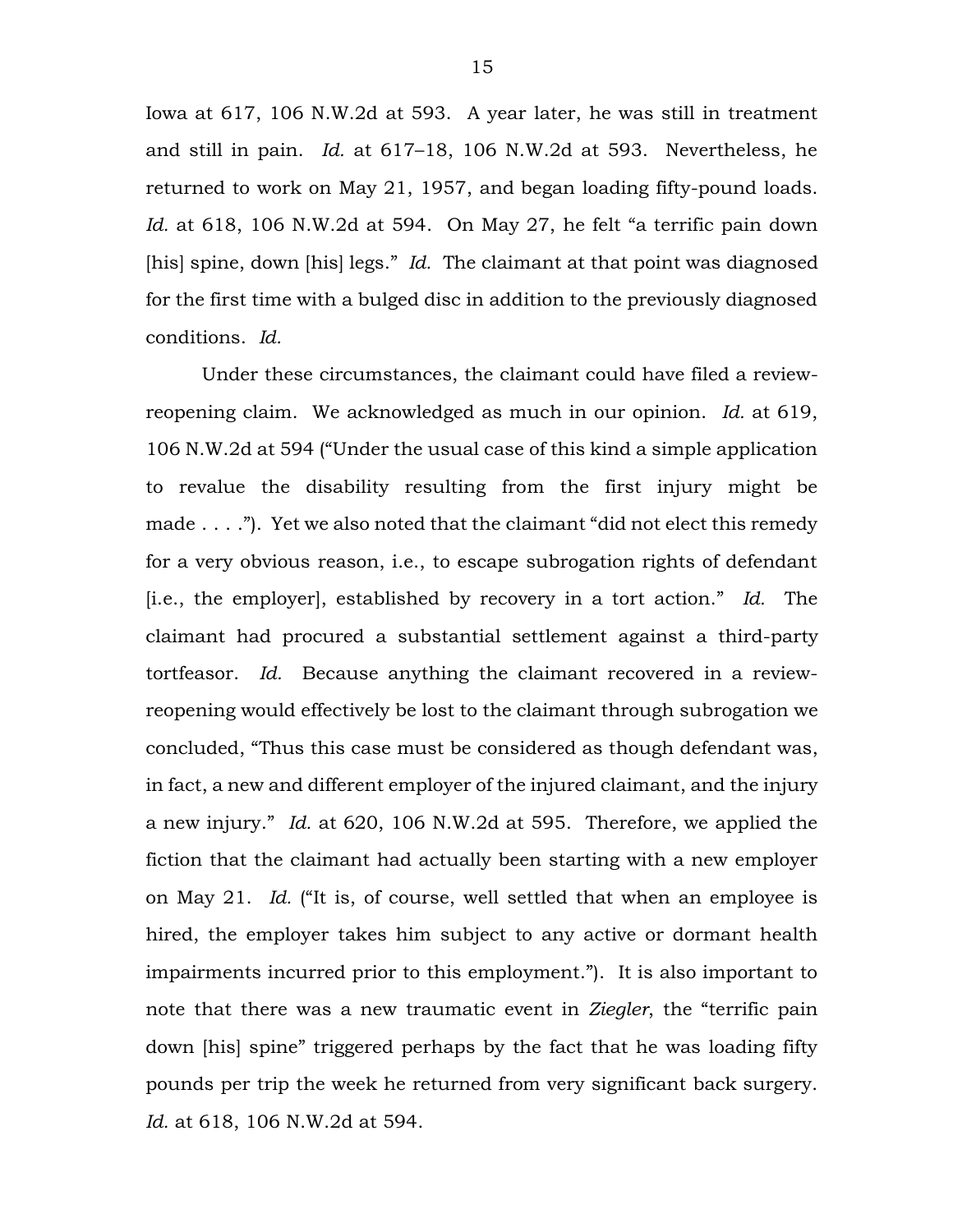Iowa at 617, 106 N.W.2d at 593. A year later, he was still in treatment and still in pain. *Id.* at 617–18, 106 N.W.2d at 593. Nevertheless, he returned to work on May 21, 1957, and began loading fifty-pound loads. *Id.* at 618, 106 N.W.2d at 594. On May 27, he felt "a terrific pain down [his] spine, down [his] legs." *Id.* The claimant at that point was diagnosed for the first time with a bulged disc in addition to the previously diagnosed conditions. *Id.*

Under these circumstances, the claimant could have filed a review-reopening claim. We acknowledged as much in our opinion. *Id.* at 619, 106 N.W.2d at 594 ("Under the usual case of this kind a simple application to revalue the disability resulting from the first injury might be made . . . ."). Yet we also noted that the claimant "did not elect this remedy for a very obvious reason, i.e., to escape subrogation rights of defendant [i.e., the employer], established by recovery in a tort action." *Id.* The claimant had procured a substantial settlement against a third-party tortfeasor. *Id.* Because anything the claimant recovered in a review-reopening would effectively be lost to the claimant through subrogation we concluded, "Thus this case must be considered as though defendant was, in fact, a new and different employer of the injured claimant, and the injury a new injury." *Id.* at 620, 106 N.W.2d at 595. Therefore, we applied the fiction that the claimant had actually been starting with a new employer on May 21. *Id.* ("It is, of course, well settled that when an employee is hired, the employer takes him subject to any active or dormant health impairments incurred prior to this employment."). It is also important to note that there was a new traumatic event in *Ziegler*, the "terrific pain down [his] spine" triggered perhaps by the fact that he was loading fifty pounds per trip the week he returned from very significant back surgery. *Id.* at 618, 106 N.W.2d at 594.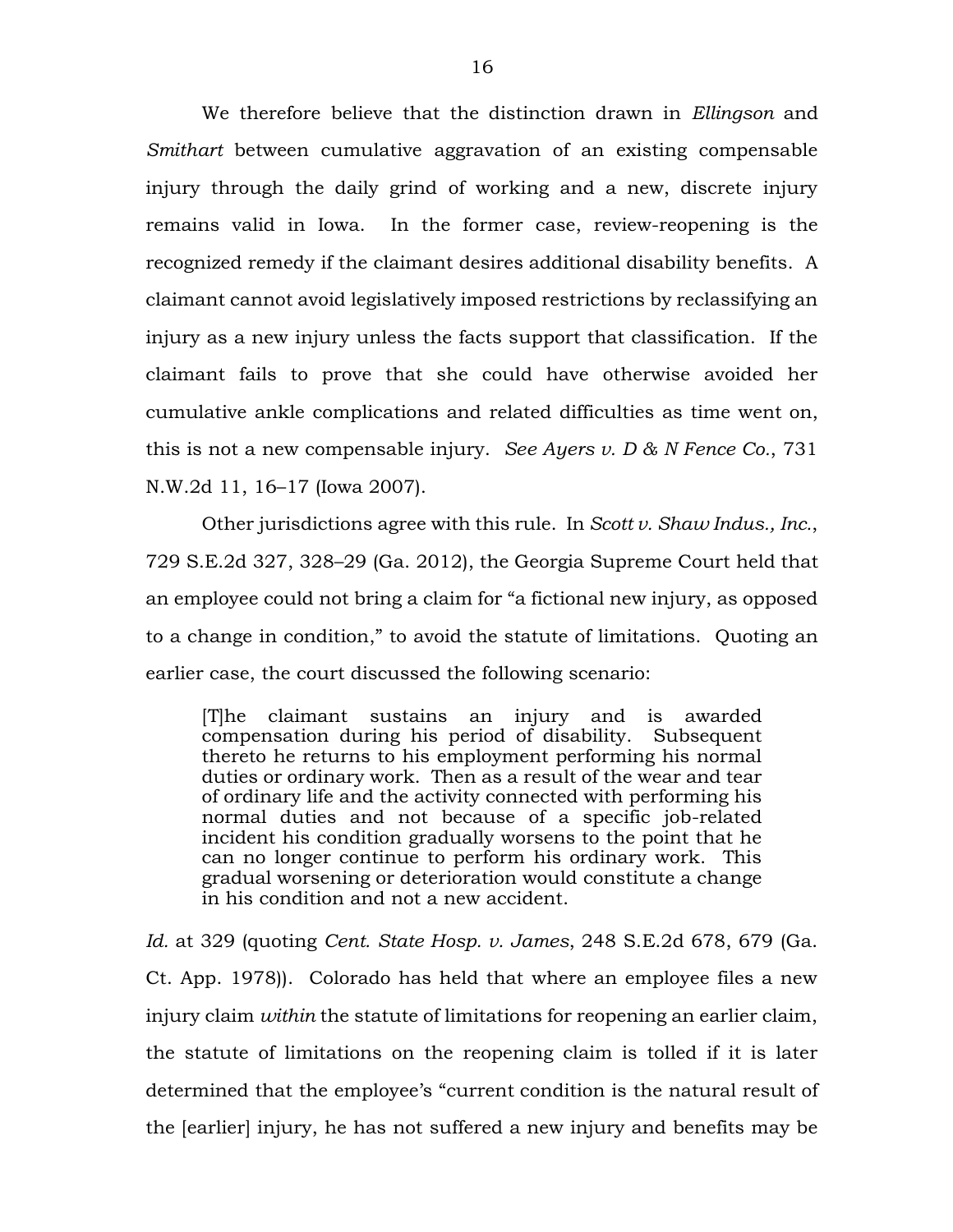We therefore believe that the distinction drawn in *Ellingson* and *Smithart* between cumulative aggravation of an existing compensable injury through the daily grind of working and a new, discrete injury remains valid in Iowa. In the former case, review-reopening is the recognized remedy if the claimant desires additional disability benefits. A claimant cannot avoid legislatively imposed restrictions by reclassifying an injury as a new injury unless the facts support that classification. If the claimant fails to prove that she could have otherwise avoided her cumulative ankle complications and related difficulties as time went on, this is not a new compensable injury. *See Ayers v. D & N Fence Co.*, 731 N.W.2d 11, 16–17 (Iowa 2007).

Other jurisdictions agree with this rule. In *Scott v. Shaw Indus., Inc.*, 729 S.E.2d 327, 328–29 (Ga. 2012), the Georgia Supreme Court held that an employee could not bring a claim for "a fictional new injury, as opposed to a change in condition," to avoid the statute of limitations. Quoting an earlier case, the court discussed the following scenario:

> [T]he claimant sustains an injury and is awarded compensation during his period of disability. Subsequent thereto he returns to his employment performing his normal duties or ordinary work. Then as a result of the wear and tear of ordinary life and the activity connected with performing his normal duties and not because of a specific job-related incident his condition gradually worsens to the point that he can no longer continue to perform his ordinary work. This gradual worsening or deterioration would constitute a change in his condition and not a new accident.

*Id.* at 329 (quoting *Cent. State Hosp. v. James*, 248 S.E.2d 678, 679 (Ga. Ct. App. 1978)). Colorado has held that where an employee files a new injury claim *within* the statute of limitations for reopening an earlier claim, the statute of limitations on the reopening claim is tolled if it is later determined that the employee's "current condition is the natural result of the [earlier] injury, he has not suffered a new injury and benefits may be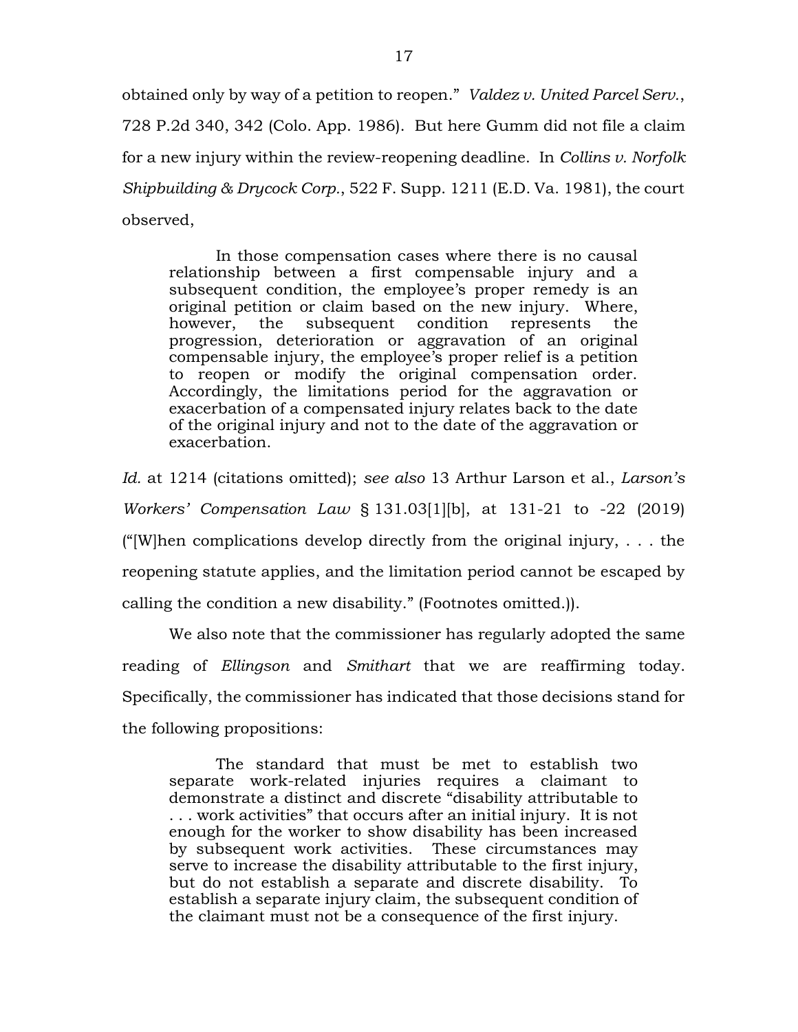obtained only by way of a petition to reopen." *Valdez v. United Parcel Serv.*, 728 P.2d 340, 342 (Colo. App. 1986). But here Gumm did not file a claim for a new injury within the review-reopening deadline. In *Collins v. Norfolk Shipbuilding & Drycock Corp.*, 522 F. Supp. 1211 (E.D. Va. 1981), the court observed,

> In those compensation cases where there is no causal relationship between a first compensable injury and a subsequent condition, the employee's proper remedy is an original petition or claim based on the new injury. Where, however, the subsequent condition represents the progression, deterioration or aggravation of an original compensable injury, the employee's proper relief is a petition to reopen or modify the original compensation order. Accordingly, the limitations period for the aggravation or exacerbation of a compensated injury relates back to the date of the original injury and not to the date of the aggravation or exacerbation.

*Id.* at 1214 (citations omitted); *see also* 13 Arthur Larson et al., *Larson's Workers' Compensation Law* § 131.03[1][b], at 131-21 to -22 (2019) ("[W]hen complications develop directly from the original injury, . . . the reopening statute applies, and the limitation period cannot be escaped by calling the condition a new disability." (Footnotes omitted.)).

We also note that the commissioner has regularly adopted the same reading of *Ellingson* and *Smithart* that we are reaffirming today. Specifically, the commissioner has indicated that those decisions stand for the following propositions:

> The standard that must be met to establish two separate work-related injuries requires a claimant to demonstrate a distinct and discrete "disability attributable to . . . work activities" that occurs after an initial injury. It is not enough for the worker to show disability has been increased by subsequent work activities. These circumstances may serve to increase the disability attributable to the first injury, but do not establish a separate and discrete disability. To establish a separate injury claim, the subsequent condition of the claimant must not be a consequence of the first injury.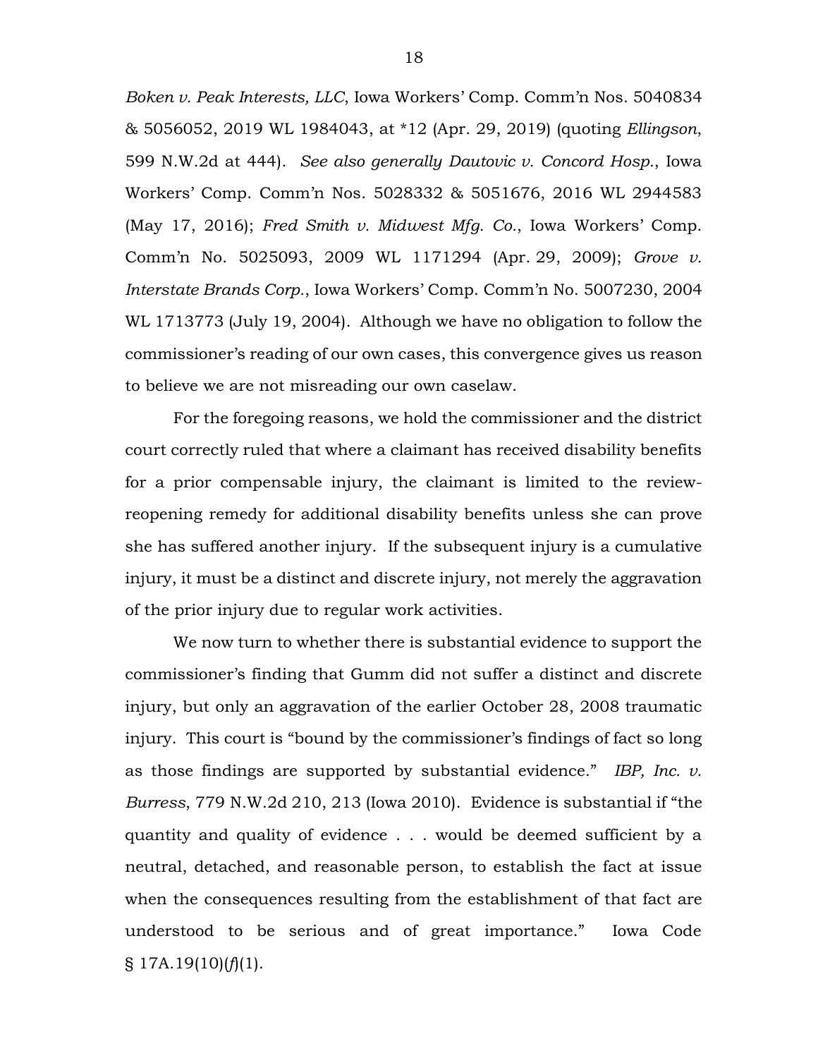*Boken v. Peak Interests, LLC*, Iowa Workers' Comp. Comm'n Nos. 5040834 & 5056052, 2019 WL 1984043, at *12 (Apr. 29, 2019) (quoting *Ellingson*, 599 N.W.2d at 444). *See also generally Dautovic v. Concord Hosp.*, Iowa Workers' Comp. Comm'n Nos. 5028332 & 5051676, 2016 WL 2944583 (May 17, 2016); *Fred Smith v. Midwest Mfg. Co.*, Iowa Workers' Comp. Comm'n No. 5025093, 2009 WL 1171294 (Apr. 29, 2009); *Grove v. Interstate Brands Corp.*, Iowa Workers' Comp. Comm'n No. 5007230, 2004 WL 1713773 (July 19, 2004). Although we have no obligation to follow the commissioner's reading of our own cases, this convergence gives us reason to believe we are not misreading our own caselaw.

For the foregoing reasons, we hold the commissioner and the district court correctly ruled that where a claimant has received disability benefits for a prior compensable injury, the claimant is limited to the review-reopening remedy for additional disability benefits unless she can prove she has suffered another injury. If the subsequent injury is a cumulative injury, it must be a distinct and discrete injury, not merely the aggravation of the prior injury due to regular work activities.

We now turn to whether there is substantial evidence to support the commissioner's finding that Gumm did not suffer a distinct and discrete injury, but only an aggravation of the earlier October 28, 2008 traumatic injury. This court is "bound by the commissioner's findings of fact so long as those findings are supported by substantial evidence." *IBP, Inc. v. Burress*, 779 N.W.2d 210, 213 (Iowa 2010). Evidence is substantial if "the quantity and quality of evidence . . . would be deemed sufficient by a neutral, detached, and reasonable person, to establish the fact at issue when the consequences resulting from the establishment of that fact are understood to be serious and of great importance." Iowa Code § 17A.19(10)(*f*)(1).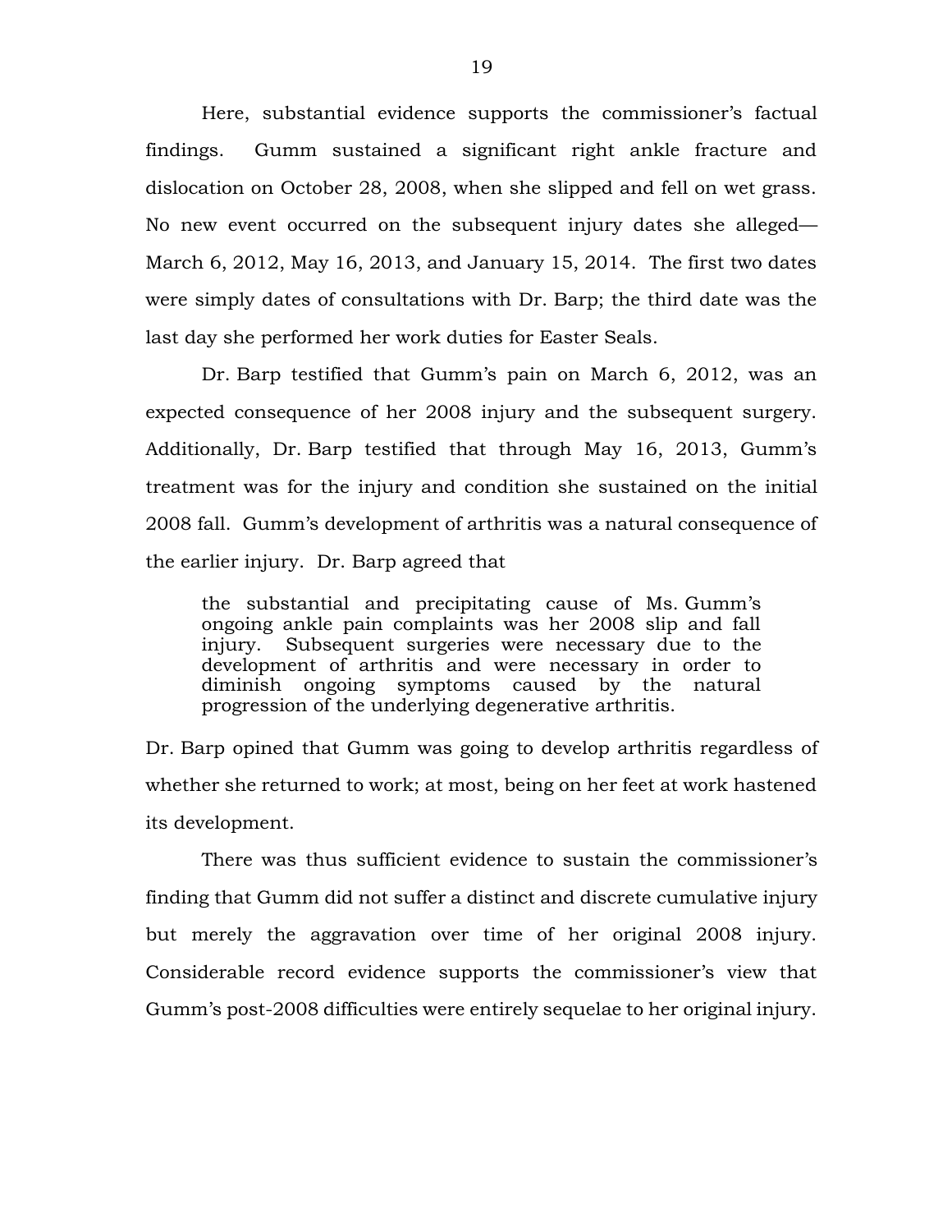Here, substantial evidence supports the commissioner's factual findings. Gumm sustained a significant right ankle fracture and dislocation on October 28, 2008, when she slipped and fell on wet grass. No new event occurred on the subsequent injury dates she alleged—March 6, 2012, May 16, 2013, and January 15, 2014. The first two dates were simply dates of consultations with Dr. Barp; the third date was the last day she performed her work duties for Easter Seals.

Dr. Barp testified that Gumm's pain on March 6, 2012, was an expected consequence of her 2008 injury and the subsequent surgery. Additionally, Dr. Barp testified that through May 16, 2013, Gumm's treatment was for the injury and condition she sustained on the initial 2008 fall. Gumm's development of arthritis was a natural consequence of the earlier injury. Dr. Barp agreed that

> the substantial and precipitating cause of Ms. Gumm's ongoing ankle pain complaints was her 2008 slip and fall injury. Subsequent surgeries were necessary due to the development of arthritis and were necessary in order to diminish ongoing symptoms caused by the natural progression of the underlying degenerative arthritis.

Dr. Barp opined that Gumm was going to develop arthritis regardless of whether she returned to work; at most, being on her feet at work hastened its development.

There was thus sufficient evidence to sustain the commissioner's finding that Gumm did not suffer a distinct and discrete cumulative injury but merely the aggravation over time of her original 2008 injury. Considerable record evidence supports the commissioner's view that Gumm's post-2008 difficulties were entirely sequelae to her original injury.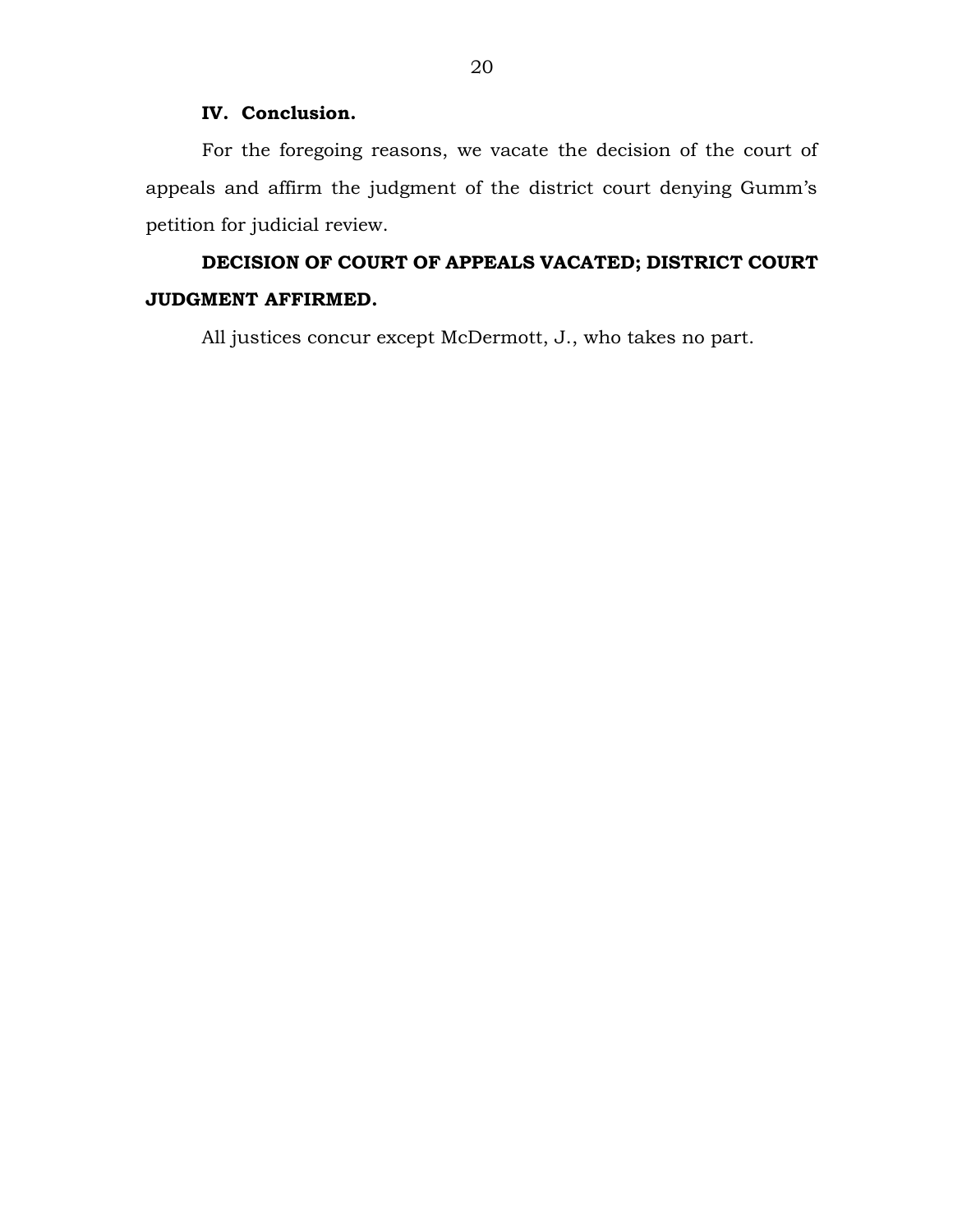## IV. Conclusion.

For the foregoing reasons, we vacate the decision of the court of appeals and affirm the judgment of the district court denying Gumm's petition for judicial review.

**DECISION OF COURT OF APPEALS VACATED; DISTRICT COURT JUDGMENT AFFIRMED.**

All justices concur except McDermott, J., who takes no part.